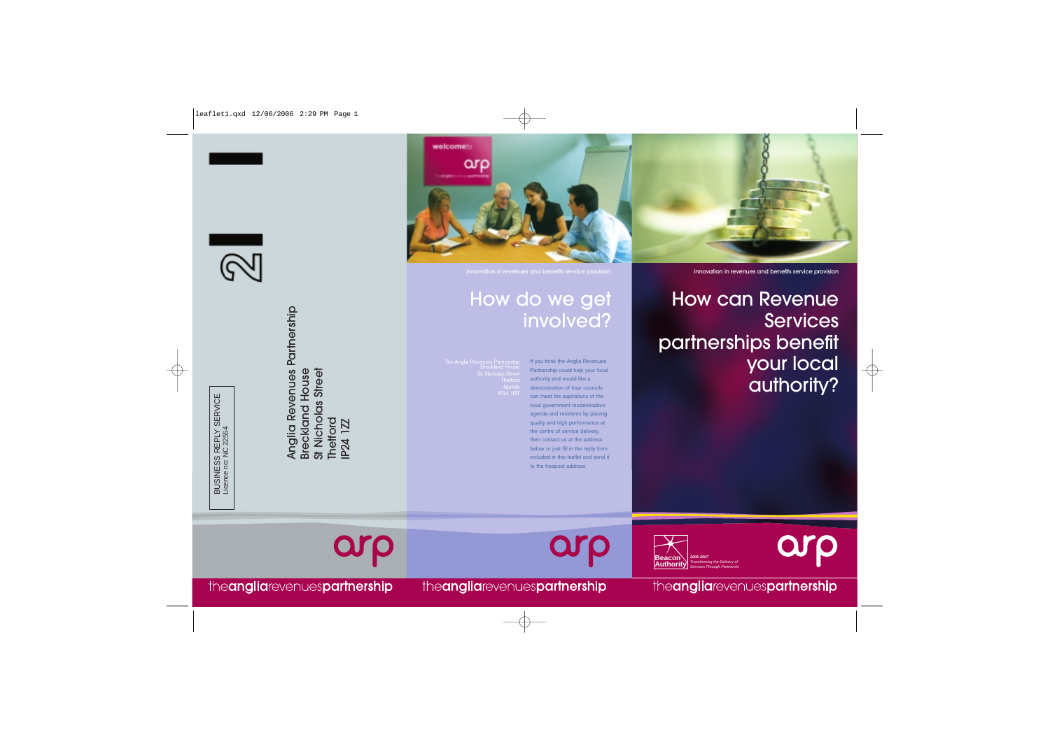BUSINESS REPLY SERVICE
Licence no. NC 22554

Anglia Revenues Partnership
Breckland House
St Nicholas Street
Thetford
IP24 1ZZ

arp

theangliarevenuespartnership

welcometo arp

innovation in revenues and benefits service provision

# How do we get involved?

The Anglia Revenues Partnership
Breckland House
St. Nicholas Street
Thetford
Norfolk
IP24 1BT

If you think the Anglia Revenues Partnership could help your local authority and would like a demonstration of how councils can meet the aspirations of the local government modernisation agenda and residents by placing quality and high performance at the centre of service delivery, then contact us at the address below or just fill in the reply form included in this leaflet and send it to the freepost address

arp

theangliarevenuespartnership

innovation in revenues and benefits service provision

# How can Revenue Services partnerships benefit your local authority?

Beacon Authority
*2006-2007*
*Transforming the Delivery of Services Through Partnership*

arp

theangliarevenuespartnership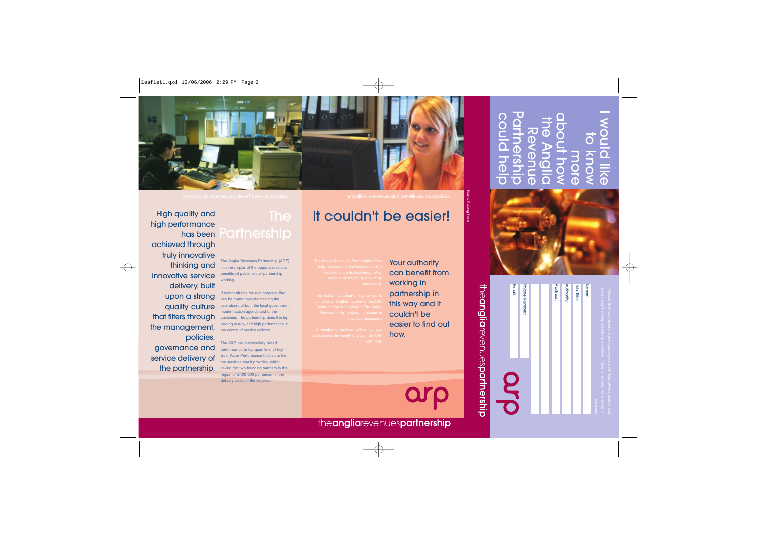innovation in revenues and benefits service provision

## The Partnership

High quality and high performance has been achieved through truly innovative thinking and innovative service delivery, built upon a strong quality culture that filters through the management, policies, governance and service delivery of the partnership.

The Anglia Revenues Partnership (ARP) is an exemplar of the opportunities and benefits of public sector partnership working.

It demonstrates the real progress that can be made towards meeting the aspirations of both the local government modernisation agenda and of the customer. The partnership does this by placing quality and high performance at the centre of service delivery.

The ARP has successfully raised performance to top quartile in all key Best Value Performance Indicators for the services that it provides, whilst saving the two founding partners in the region of £400 000 per annum in the delivery costs of the services.

innovation in revenues and benefits service provision

## It couldn't be easier!

The Anglia Revenues Partnership offers help, guidance and experience and is keen to share its knowledge of all aspects of setting up a working partnership.

This leaflet has a tear-off slip for you to complete and either hand-in to the ARP team or pop in the post to The Anglia Revenues Partnership, no stamp or envelope necessary.

A member of the team will contact you and discuss the variety of ways the ARP can help.

Your authority can benefit from working in partnership in this way and it couldn't be easier to find out how.

arp

theangliarevenuespartnership

Tear off along here

theangliarevenuespartnership

## I would like to know more about how the Anglia Revenue Partnership could help

Please fill in your details in the spaces provided. Tear off this portion and post using the freepost address overleaf. There is no need for a stamp or envelope.

Name:

Job Title:

Authority:

Address:

Phone Number:

Email:

arp